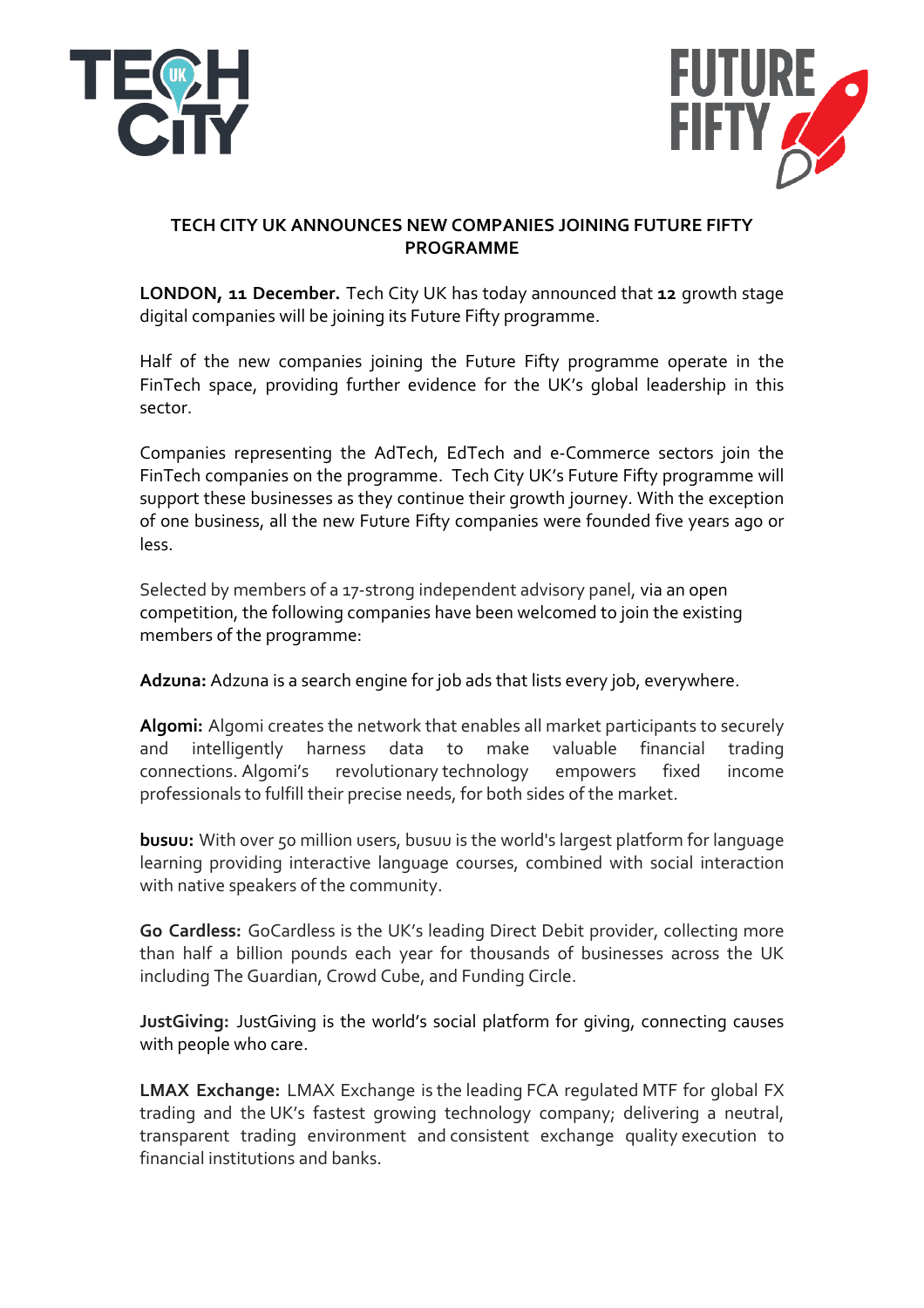# TECH CITY UK ANNOUNCES NEW COMPANIES JOINING FUTURE FIFTY PROGRAMME

**LONDON, 11 December.** Tech City UK has today announced that **12** growth stage digital companies will be joining its Future Fifty programme.

Half of the new companies joining the Future Fifty programme operate in the FinTech space, providing further evidence for the UK's global leadership in this sector.

Companies representing the AdTech, EdTech and e-Commerce sectors join the FinTech companies on the programme. Tech City UK's Future Fifty programme will support these businesses as they continue their growth journey. With the exception of one business, all the new Future Fifty companies were founded five years ago or less.

Selected by members of a 17-strong independent advisory panel, via an open competition, the following companies have been welcomed to join the existing members of the programme:

**Adzuna:** Adzuna is a search engine for job ads that lists every job, everywhere.

**Algomi:** Algomi creates the network that enables all market participants to securely and intelligently harness data to make valuable financial trading connections. Algomi's revolutionary technology empowers fixed income professionals to fulfill their precise needs, for both sides of the market.

**busuu:** With over 50 million users, busuu is the world's largest platform for language learning providing interactive language courses, combined with social interaction with native speakers of the community.

**Go Cardless:** GoCardless is the UK's leading Direct Debit provider, collecting more than half a billion pounds each year for thousands of businesses across the UK including The Guardian, Crowd Cube, and Funding Circle.

**JustGiving:** JustGiving is the world's social platform for giving, connecting causes with people who care.

**LMAX Exchange:** LMAX Exchange is the leading FCA regulated MTF for global FX trading and the UK's fastest growing technology company; delivering a neutral, transparent trading environment and consistent exchange quality execution to financial institutions and banks.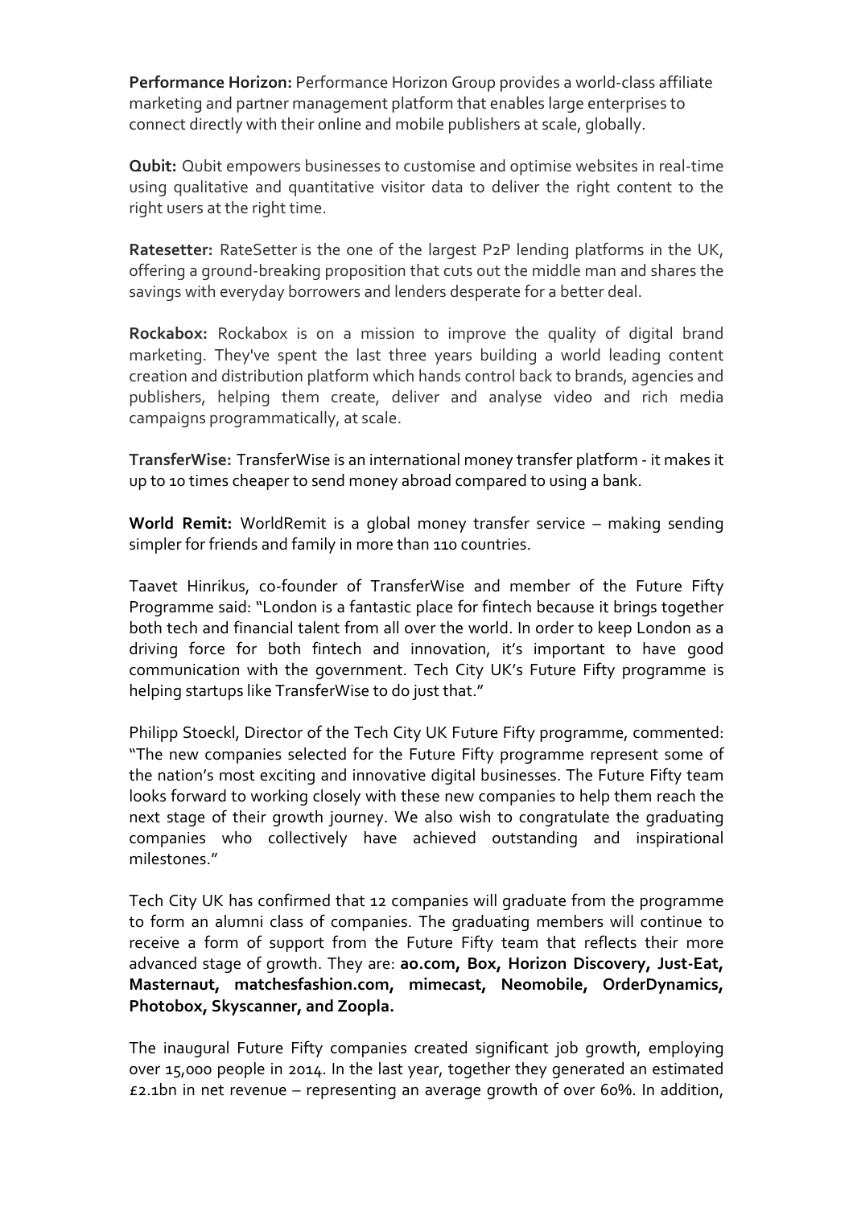**Performance Horizon:** Performance Horizon Group provides a world-class affiliate marketing and partner management platform that enables large enterprises to connect directly with their online and mobile publishers at scale, globally.

**Qubit:** Qubit empowers businesses to customise and optimise websites in real-time using qualitative and quantitative visitor data to deliver the right content to the right users at the right time.

**Ratesetter:** RateSetter is the one of the largest P2P lending platforms in the UK, offering a ground-breaking proposition that cuts out the middle man and shares the savings with everyday borrowers and lenders desperate for a better deal.

**Rockabox:** Rockabox is on a mission to improve the quality of digital brand marketing. They've spent the last three years building a world leading content creation and distribution platform which hands control back to brands, agencies and publishers, helping them create, deliver and analyse video and rich media campaigns programmatically, at scale.

**TransferWise:** TransferWise is an international money transfer platform - it makes it up to 10 times cheaper to send money abroad compared to using a bank.

**World Remit:** WorldRemit is a global money transfer service – making sending simpler for friends and family in more than 110 countries.

Taavet Hinrikus, co-founder of TransferWise and member of the Future Fifty Programme said: "London is a fantastic place for fintech because it brings together both tech and financial talent from all over the world. In order to keep London as a driving force for both fintech and innovation, it's important to have good communication with the government. Tech City UK's Future Fifty programme is helping startups like TransferWise to do just that."

Philipp Stoeckl, Director of the Tech City UK Future Fifty programme, commented: "The new companies selected for the Future Fifty programme represent some of the nation's most exciting and innovative digital businesses. The Future Fifty team looks forward to working closely with these new companies to help them reach the next stage of their growth journey. We also wish to congratulate the graduating companies who collectively have achieved outstanding and inspirational milestones."

Tech City UK has confirmed that 12 companies will graduate from the programme to form an alumni class of companies. The graduating members will continue to receive a form of support from the Future Fifty team that reflects their more advanced stage of growth. They are: **ao.com, Box, Horizon Discovery, Just-Eat, Masternaut, matchesfashion.com, mimecast, Neomobile, OrderDynamics, Photobox, Skyscanner, and Zoopla.**

The inaugural Future Fifty companies created significant job growth, employing over 15,000 people in 2014. In the last year, together they generated an estimated £2.1bn in net revenue – representing an average growth of over 60%. In addition,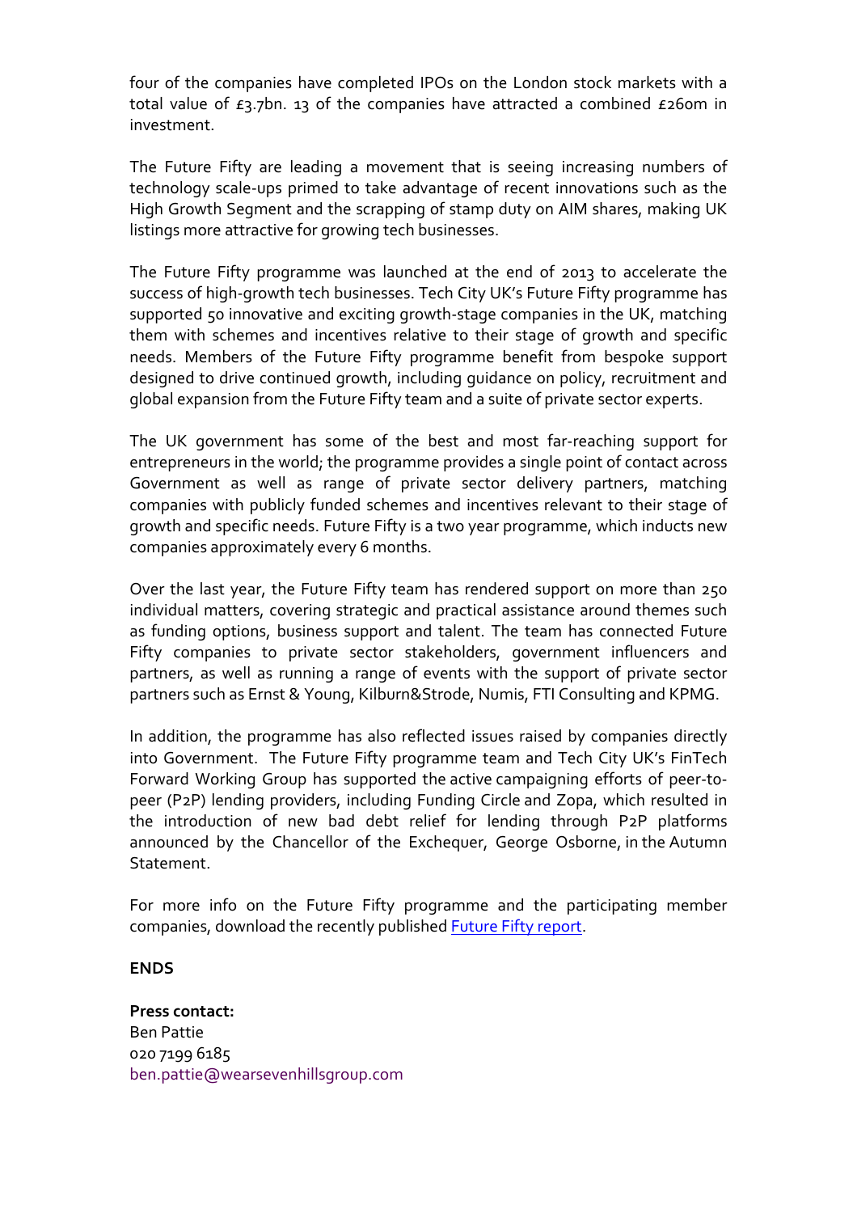four of the companies have completed IPOs on the London stock markets with a total value of £3.7bn. 13 of the companies have attracted a combined £260m in investment.

The Future Fifty are leading a movement that is seeing increasing numbers of technology scale-ups primed to take advantage of recent innovations such as the High Growth Segment and the scrapping of stamp duty on AIM shares, making UK listings more attractive for growing tech businesses.

The Future Fifty programme was launched at the end of 2013 to accelerate the success of high-growth tech businesses. Tech City UK's Future Fifty programme has supported 50 innovative and exciting growth-stage companies in the UK, matching them with schemes and incentives relative to their stage of growth and specific needs. Members of the Future Fifty programme benefit from bespoke support designed to drive continued growth, including guidance on policy, recruitment and global expansion from the Future Fifty team and a suite of private sector experts.

The UK government has some of the best and most far-reaching support for entrepreneurs in the world; the programme provides a single point of contact across Government as well as range of private sector delivery partners, matching companies with publicly funded schemes and incentives relevant to their stage of growth and specific needs. Future Fifty is a two year programme, which inducts new companies approximately every 6 months.

Over the last year, the Future Fifty team has rendered support on more than 250 individual matters, covering strategic and practical assistance around themes such as funding options, business support and talent. The team has connected Future Fifty companies to private sector stakeholders, government influencers and partners, as well as running a range of events with the support of private sector partners such as Ernst & Young, Kilburn&Strode, Numis, FTI Consulting and KPMG.

In addition, the programme has also reflected issues raised by companies directly into Government. The Future Fifty programme team and Tech City UK's FinTech Forward Working Group has supported the active campaigning efforts of peer-to-peer (P2P) lending providers, including Funding Circle and Zopa, which resulted in the introduction of new bad debt relief for lending through P2P platforms announced by the Chancellor of the Exchequer, George Osborne, in the Autumn Statement.

For more info on the Future Fifty programme and the participating member companies, download the recently published [Future Fifty report](#).

**ENDS**

**Press contact:**
Ben Pattie
020 7199 6185
ben.pattie@wearsevenhillsgroup.com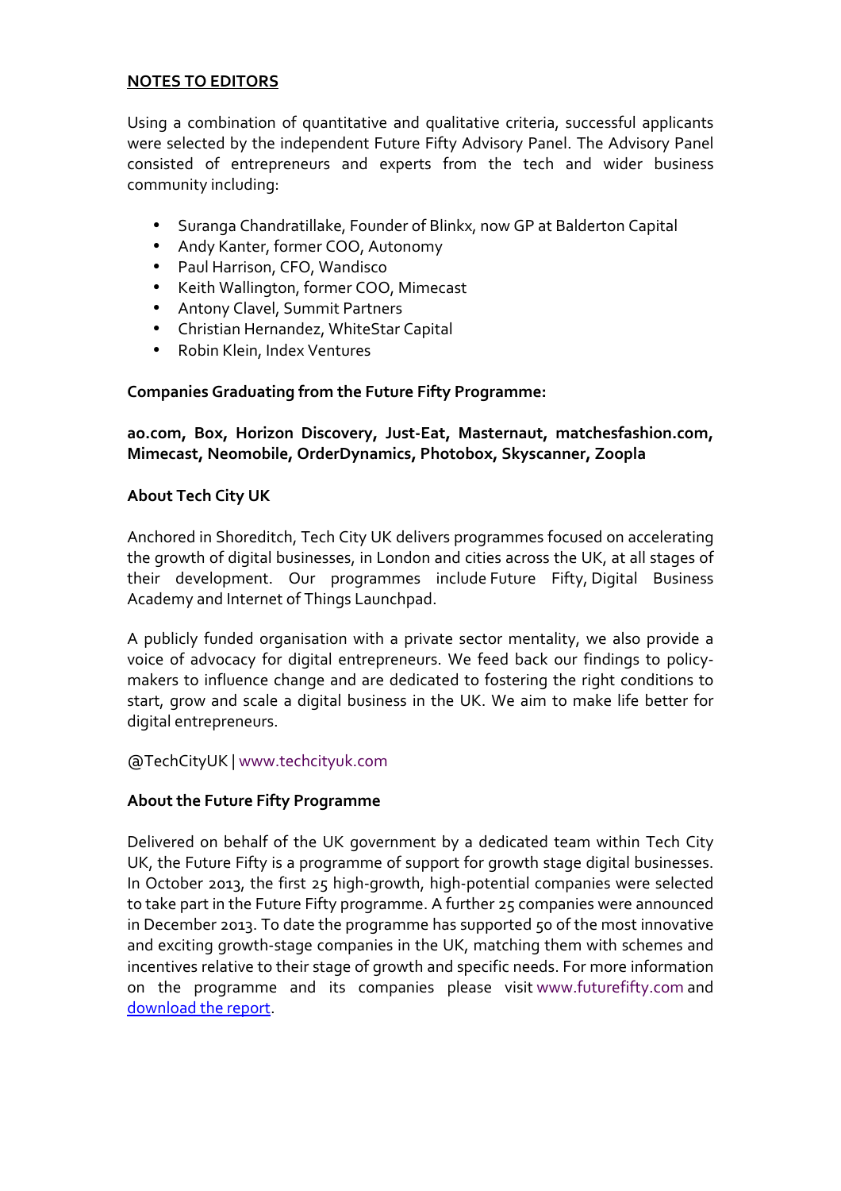## NOTES TO EDITORS

Using a combination of quantitative and qualitative criteria, successful applicants were selected by the independent Future Fifty Advisory Panel. The Advisory Panel consisted of entrepreneurs and experts from the tech and wider business community including:

- Suranga Chandratillake, Founder of Blinkx, now GP at Balderton Capital
- Andy Kanter, former COO, Autonomy
- Paul Harrison, CFO, Wandisco
- Keith Wallington, former COO, Mimecast
- Antony Clavel, Summit Partners
- Christian Hernandez, WhiteStar Capital
- Robin Klein, Index Ventures

**Companies Graduating from the Future Fifty Programme:**

**ao.com, Box, Horizon Discovery, Just-Eat, Masternaut, matchesfashion.com, Mimecast, Neomobile, OrderDynamics, Photobox, Skyscanner, Zoopla**

**About Tech City UK**

Anchored in Shoreditch, Tech City UK delivers programmes focused on accelerating the growth of digital businesses, in London and cities across the UK, at all stages of their development. Our programmes include Future Fifty, Digital Business Academy and Internet of Things Launchpad.

A publicly funded organisation with a private sector mentality, we also provide a voice of advocacy for digital entrepreneurs. We feed back our findings to policy-makers to influence change and are dedicated to fostering the right conditions to start, grow and scale a digital business in the UK. We aim to make life better for digital entrepreneurs.

@TechCityUK | www.techcityuk.com

**About the Future Fifty Programme**

Delivered on behalf of the UK government by a dedicated team within Tech City UK, the Future Fifty is a programme of support for growth stage digital businesses. In October 2013, the first 25 high-growth, high-potential companies were selected to take part in the Future Fifty programme. A further 25 companies were announced in December 2013. To date the programme has supported 50 of the most innovative and exciting growth-stage companies in the UK, matching them with schemes and incentives relative to their stage of growth and specific needs. For more information on the programme and its companies please visit www.futurefifty.com and download the report.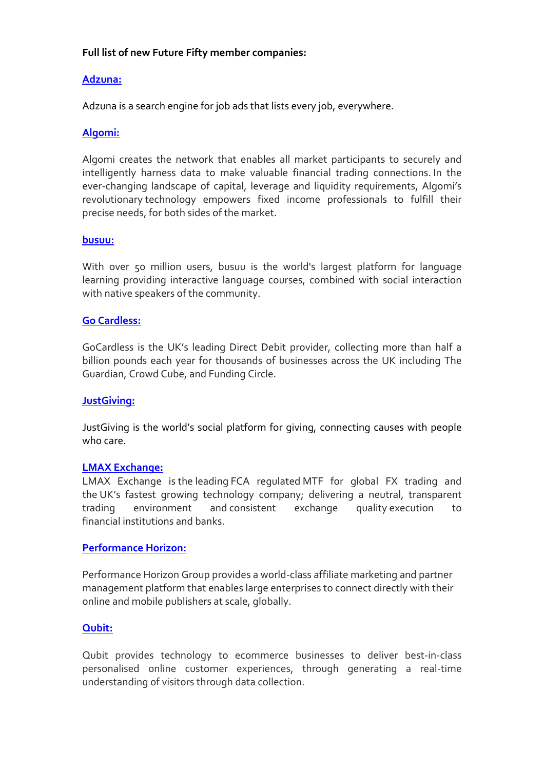**Full list of new Future Fifty member companies:**

**Adzuna:**

Adzuna is a search engine for job ads that lists every job, everywhere.

**Algomi:**

Algomi creates the network that enables all market participants to securely and intelligently harness data to make valuable financial trading connections. In the ever-changing landscape of capital, leverage and liquidity requirements, Algomi's revolutionary technology empowers fixed income professionals to fulfill their precise needs, for both sides of the market.

**busuu:**

With over 50 million users, busuu is the world's largest platform for language learning providing interactive language courses, combined with social interaction with native speakers of the community.

**Go Cardless:**

GoCardless is the UK's leading Direct Debit provider, collecting more than half a billion pounds each year for thousands of businesses across the UK including The Guardian, Crowd Cube, and Funding Circle.

**JustGiving:**

JustGiving is the world's social platform for giving, connecting causes with people who care.

**LMAX Exchange:**

LMAX Exchange is the leading FCA regulated MTF for global FX trading and the UK's fastest growing technology company; delivering a neutral, transparent trading environment and consistent exchange quality execution to financial institutions and banks.

**Performance Horizon:**

Performance Horizon Group provides a world-class affiliate marketing and partner management platform that enables large enterprises to connect directly with their online and mobile publishers at scale, globally.

**Qubit:**

Qubit provides technology to ecommerce businesses to deliver best-in-class personalised online customer experiences, through generating a real-time understanding of visitors through data collection.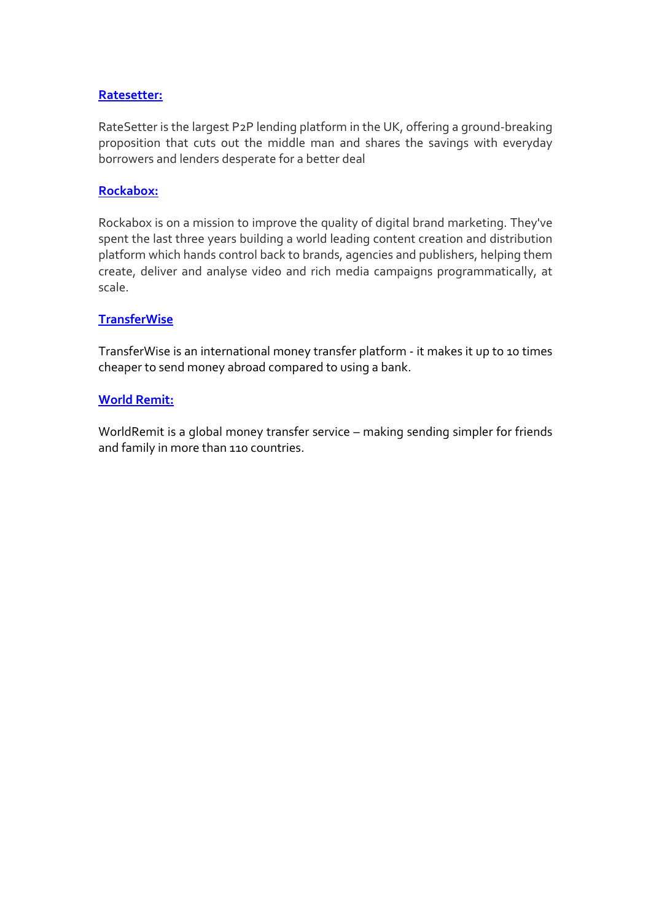**Ratesetter:**

RateSetter is the largest P2P lending platform in the UK, offering a ground-breaking proposition that cuts out the middle man and shares the savings with everyday borrowers and lenders desperate for a better deal

**Rockabox:**

Rockabox is on a mission to improve the quality of digital brand marketing. They've spent the last three years building a world leading content creation and distribution platform which hands control back to brands, agencies and publishers, helping them create, deliver and analyse video and rich media campaigns programmatically, at scale.

**TransferWise**

TransferWise is an international money transfer platform - it makes it up to 10 times cheaper to send money abroad compared to using a bank.

**World Remit:**

WorldRemit is a global money transfer service – making sending simpler for friends and family in more than 110 countries.